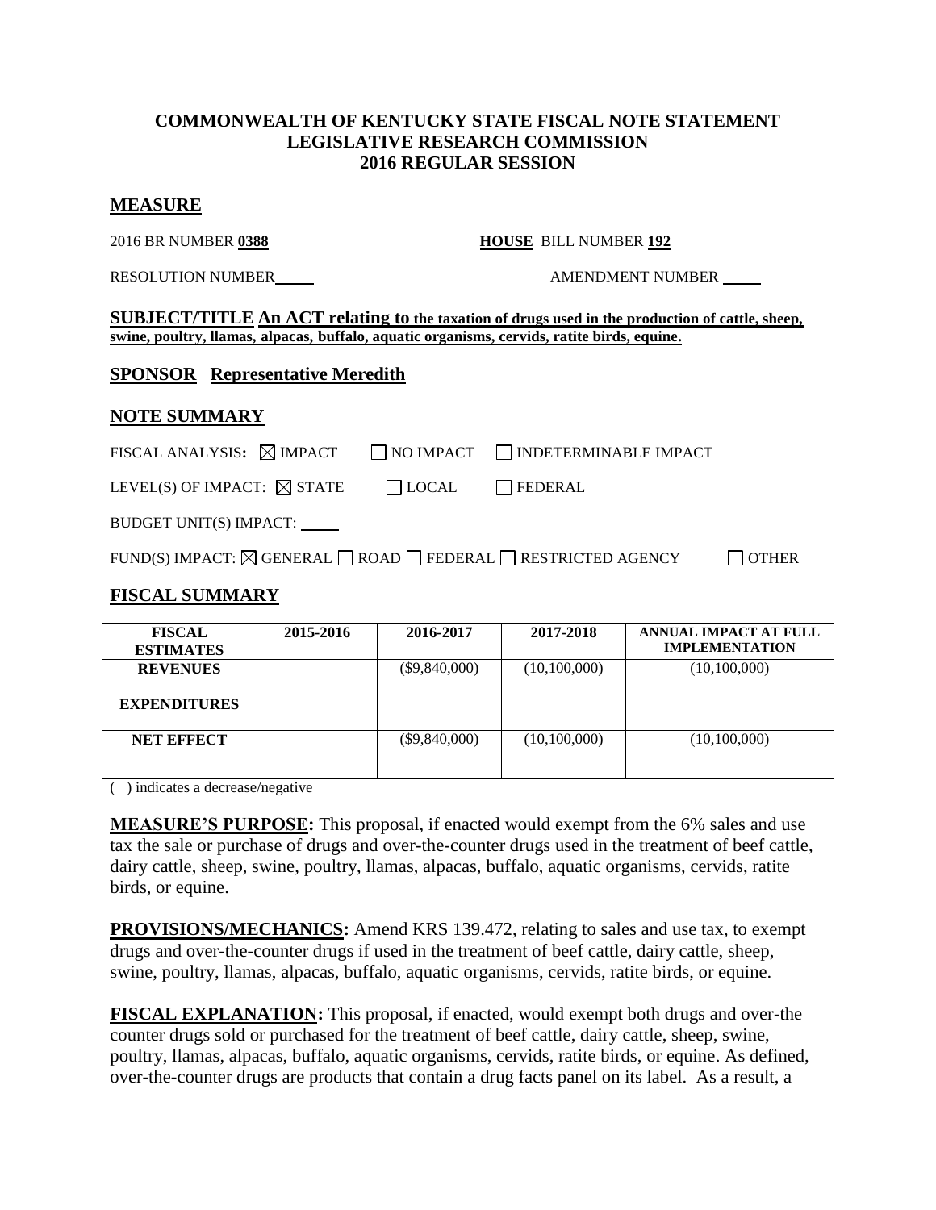**COMMONWEALTH OF KENTUCKY STATE FISCAL NOTE STATEMENT**
**LEGISLATIVE RESEARCH COMMISSION**
**2016 REGULAR SESSION**

## MEASURE

2016 BR NUMBER **0388** **HOUSE** BILL NUMBER **192**

RESOLUTION NUMBER\_\_\_\_\_ AMENDMENT NUMBER \_\_\_\_\_

**SUBJECT/TITLE An ACT relating to the taxation of drugs used in the production of cattle, sheep, swine, poultry, llamas, alpacas, buffalo, aquatic organisms, cervids, ratite birds, equine.**

**SPONSOR Representative Meredith**

## NOTE SUMMARY

FISCAL ANALYSIS: ☒ IMPACT ☐ NO IMPACT ☐ INDETERMINABLE IMPACT

LEVEL(S) OF IMPACT: ☒ STATE ☐ LOCAL ☐ FEDERAL

BUDGET UNIT(S) IMPACT: \_\_\_\_\_

FUND(S) IMPACT: ☒ GENERAL ☐ ROAD ☐ FEDERAL ☐ RESTRICTED AGENCY \_\_\_\_\_ ☐ OTHER

## FISCAL SUMMARY

| FISCAL ESTIMATES | 2015-2016 | 2016-2017 | 2017-2018 | ANNUAL IMPACT AT FULL IMPLEMENTATION |
|---|---|---|---|---|
| REVENUES | | ($9,840,000) | (10,100,000) | (10,100,000) |
| EXPENDITURES | | | | |
| NET EFFECT | | ($9,840,000) | (10,100,000) | (10,100,000) |

( ) indicates a decrease/negative

**MEASURE'S PURPOSE:** This proposal, if enacted would exempt from the 6% sales and use tax the sale or purchase of drugs and over-the-counter drugs used in the treatment of beef cattle, dairy cattle, sheep, swine, poultry, llamas, alpacas, buffalo, aquatic organisms, cervids, ratite birds, or equine.

**PROVISIONS/MECHANICS:** Amend KRS 139.472, relating to sales and use tax, to exempt drugs and over-the-counter drugs if used in the treatment of beef cattle, dairy cattle, sheep, swine, poultry, llamas, alpacas, buffalo, aquatic organisms, cervids, ratite birds, or equine.

**FISCAL EXPLANATION:** This proposal, if enacted, would exempt both drugs and over-the counter drugs sold or purchased for the treatment of beef cattle, dairy cattle, sheep, swine, poultry, llamas, alpacas, buffalo, aquatic organisms, cervids, ratite birds, or equine. As defined, over-the-counter drugs are products that contain a drug facts panel on its label. As a result, a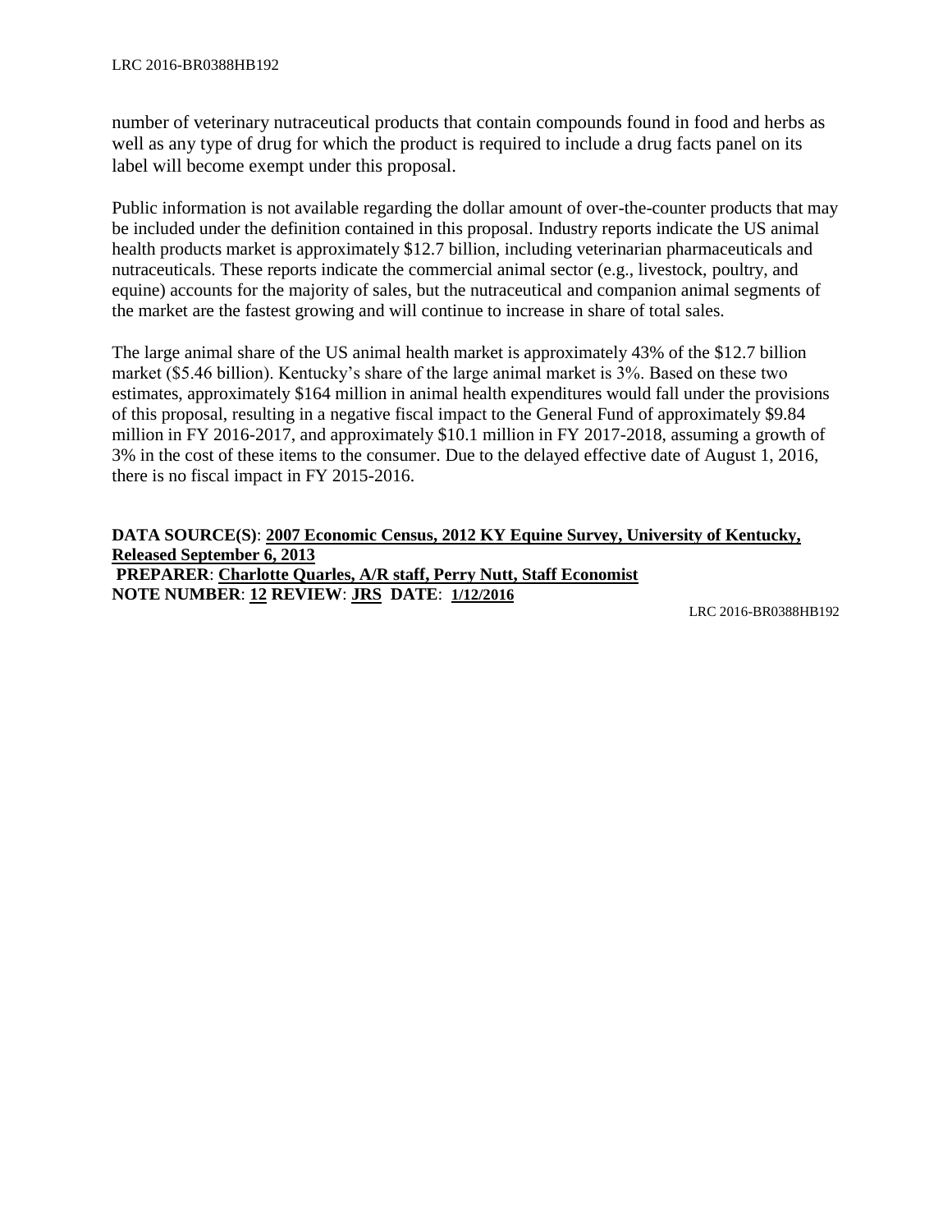number of veterinary nutraceutical products that contain compounds found in food and herbs as well as any type of drug for which the product is required to include a drug facts panel on its label will become exempt under this proposal.

Public information is not available regarding the dollar amount of over-the-counter products that may be included under the definition contained in this proposal. Industry reports indicate the US animal health products market is approximately $12.7 billion, including veterinarian pharmaceuticals and nutraceuticals. These reports indicate the commercial animal sector (e.g., livestock, poultry, and equine) accounts for the majority of sales, but the nutraceutical and companion animal segments of the market are the fastest growing and will continue to increase in share of total sales.

The large animal share of the US animal health market is approximately 43% of the $12.7 billion market ($5.46 billion). Kentucky's share of the large animal market is 3%. Based on these two estimates, approximately $164 million in animal health expenditures would fall under the provisions of this proposal, resulting in a negative fiscal impact to the General Fund of approximately $9.84 million in FY 2016-2017, and approximately $10.1 million in FY 2017-2018, assuming a growth of 3% in the cost of these items to the consumer. Due to the delayed effective date of August 1, 2016, there is no fiscal impact in FY 2015-2016.

**DATA SOURCE(S)**: **2007 Economic Census, 2012 KY Equine Survey, University of Kentucky, Released September 6, 2013**
**PREPARER**: **Charlotte Quarles, A/R staff, Perry Nutt, Staff Economist**
**NOTE NUMBER**: **12** **REVIEW**: **JRS** **DATE**: **1/12/2016**